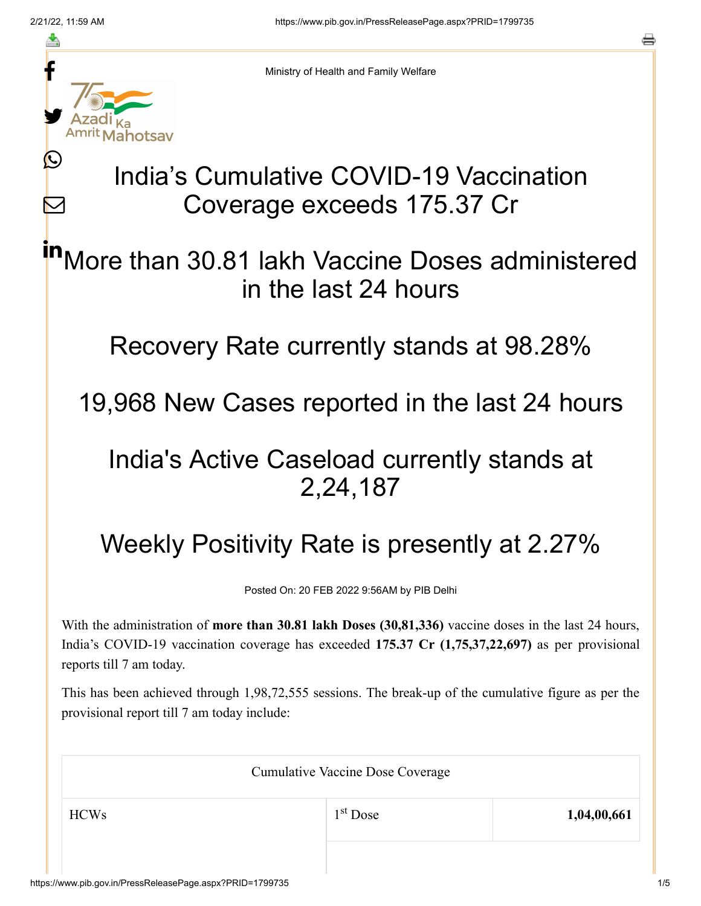Ministry of Health and Family Welfare

# India's Cumulative COVID-19 Vaccination Coverage exceeds 175.37 Cr

## More than 30.81 lakh Vaccine Doses administered in the last 24 hours

## Recovery Rate currently stands at 98.28%

## 19,968 New Cases reported in the last 24 hours

## India's Active Caseload currently stands at 2,24,187

## Weekly Positivity Rate is presently at 2.27%

Posted On: 20 FEB 2022 9:56AM by PIB Delhi

With the administration of **more than 30.81 lakh Doses (30,81,336)** vaccine doses in the last 24 hours, India's COVID-19 vaccination coverage has exceeded **175.37 Cr (1,75,37,22,697)** as per provisional reports till 7 am today.

This has been achieved through 1,98,72,555 sessions. The break-up of the cumulative figure as per the provisional report till 7 am today include:

| Cumulative Vaccine Dose Coverage | | |
|---|---|---|
| HCWs | 1st Dose | **1,04,00,661** |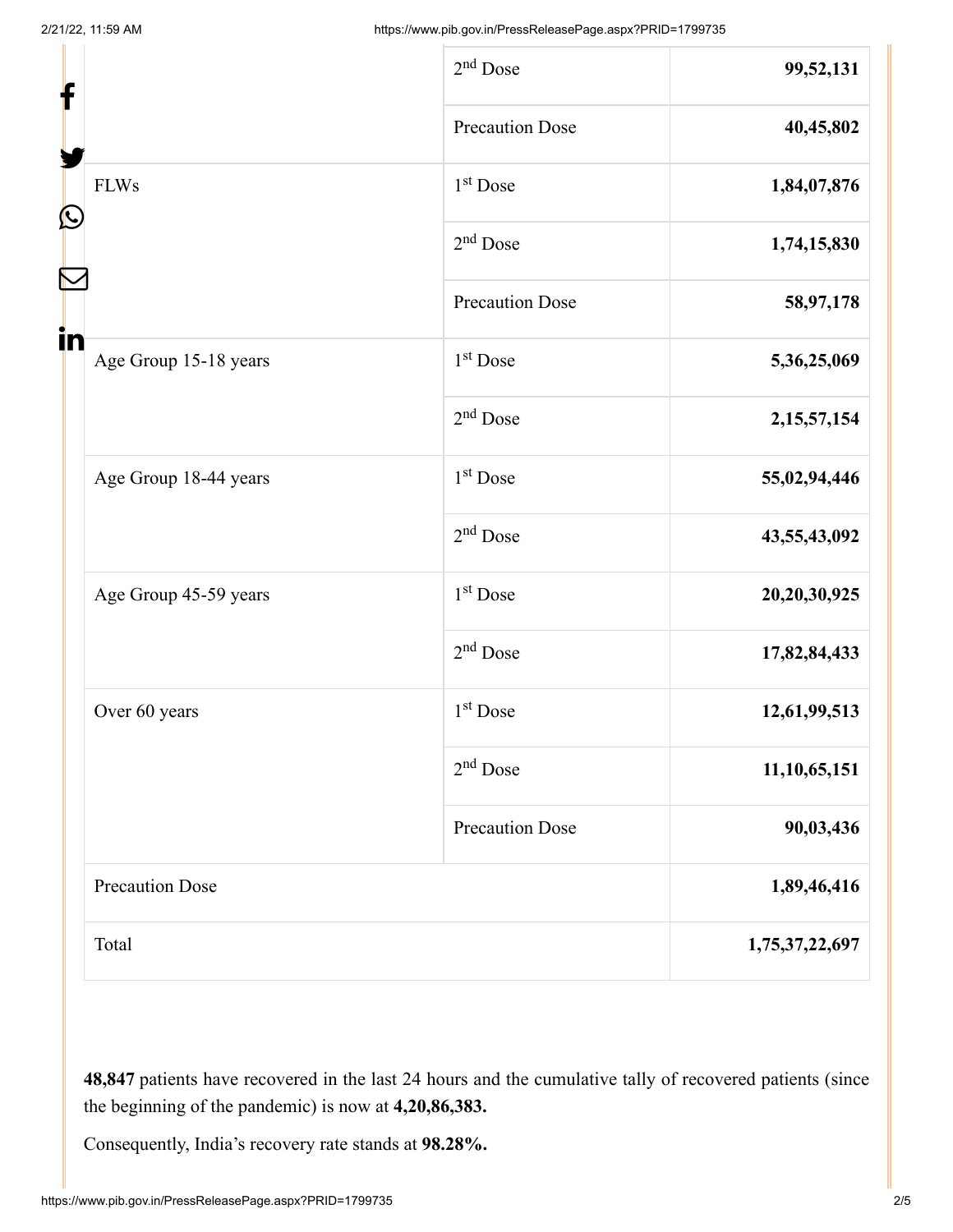| | | |
|---|---|---|
| | 2nd Dose | **99,52,131** |
| | Precaution Dose | **40,45,802** |
| FLWs | 1st Dose | **1,84,07,876** |
| | 2nd Dose | **1,74,15,830** |
| | Precaution Dose | **58,97,178** |
| Age Group 15-18 years | 1st Dose | **5,36,25,069** |
| | 2nd Dose | **2,15,57,154** |
| Age Group 18-44 years | 1st Dose | **55,02,94,446** |
| | 2nd Dose | **43,55,43,092** |
| Age Group 45-59 years | 1st Dose | **20,20,30,925** |
| | 2nd Dose | **17,82,84,433** |
| Over 60 years | 1st Dose | **12,61,99,513** |
| | 2nd Dose | **11,10,65,151** |
| | Precaution Dose | **90,03,436** |
| Precaution Dose | | **1,89,46,416** |
| Total | | **1,75,37,22,697** |

**48,847** patients have recovered in the last 24 hours and the cumulative tally of recovered patients (since the beginning of the pandemic) is now at **4,20,86,383.**

Consequently, India's recovery rate stands at **98.28%.**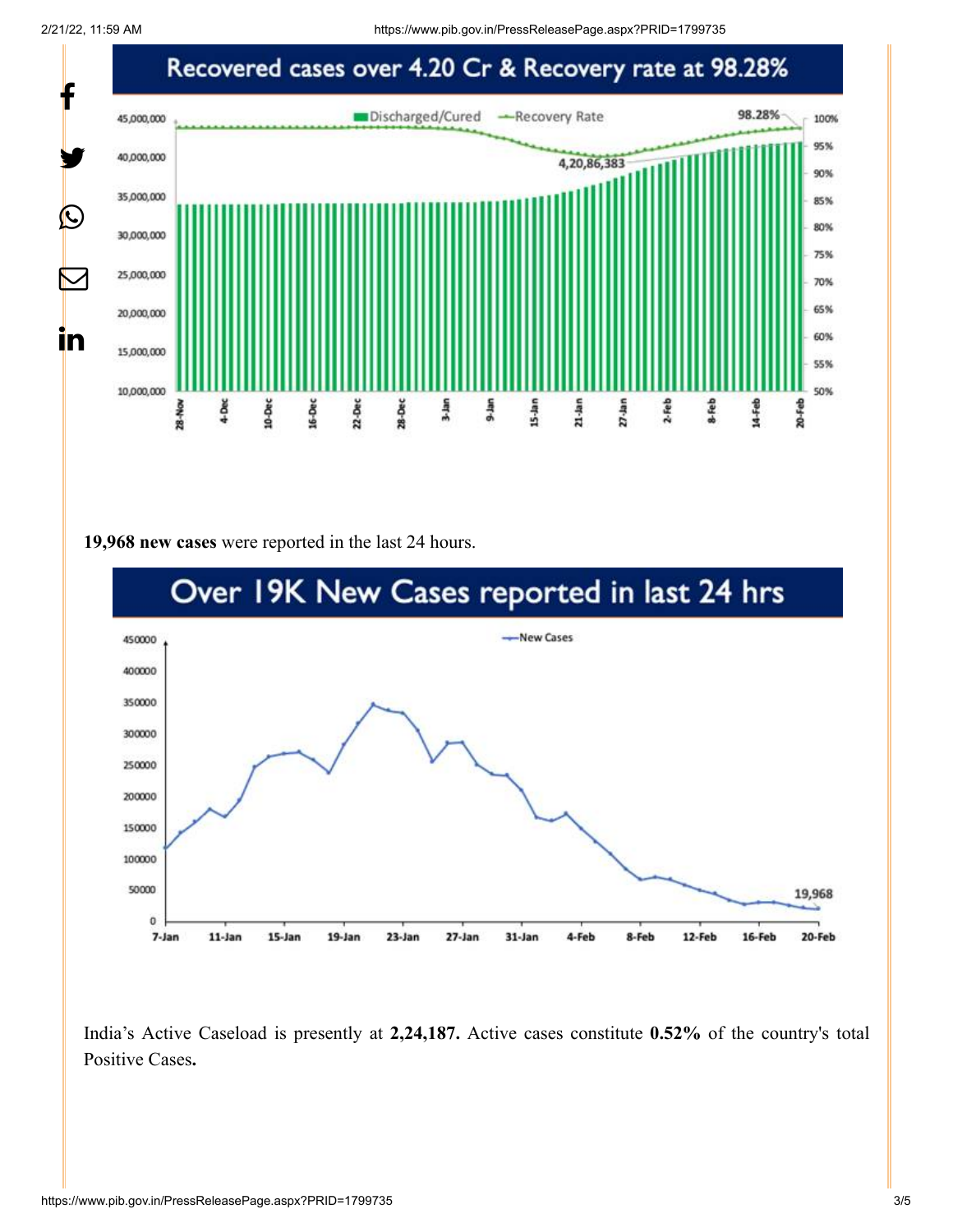Recovered cases over 4.20 Cr & Recovery rate at 98.28%

**19,968 new cases** were reported in the last 24 hours.

Over 19K New Cases reported in last 24 hrs

India's Active Caseload is presently at **2,24,187.** Active cases constitute **0.52%** of the country's total Positive Cases**.**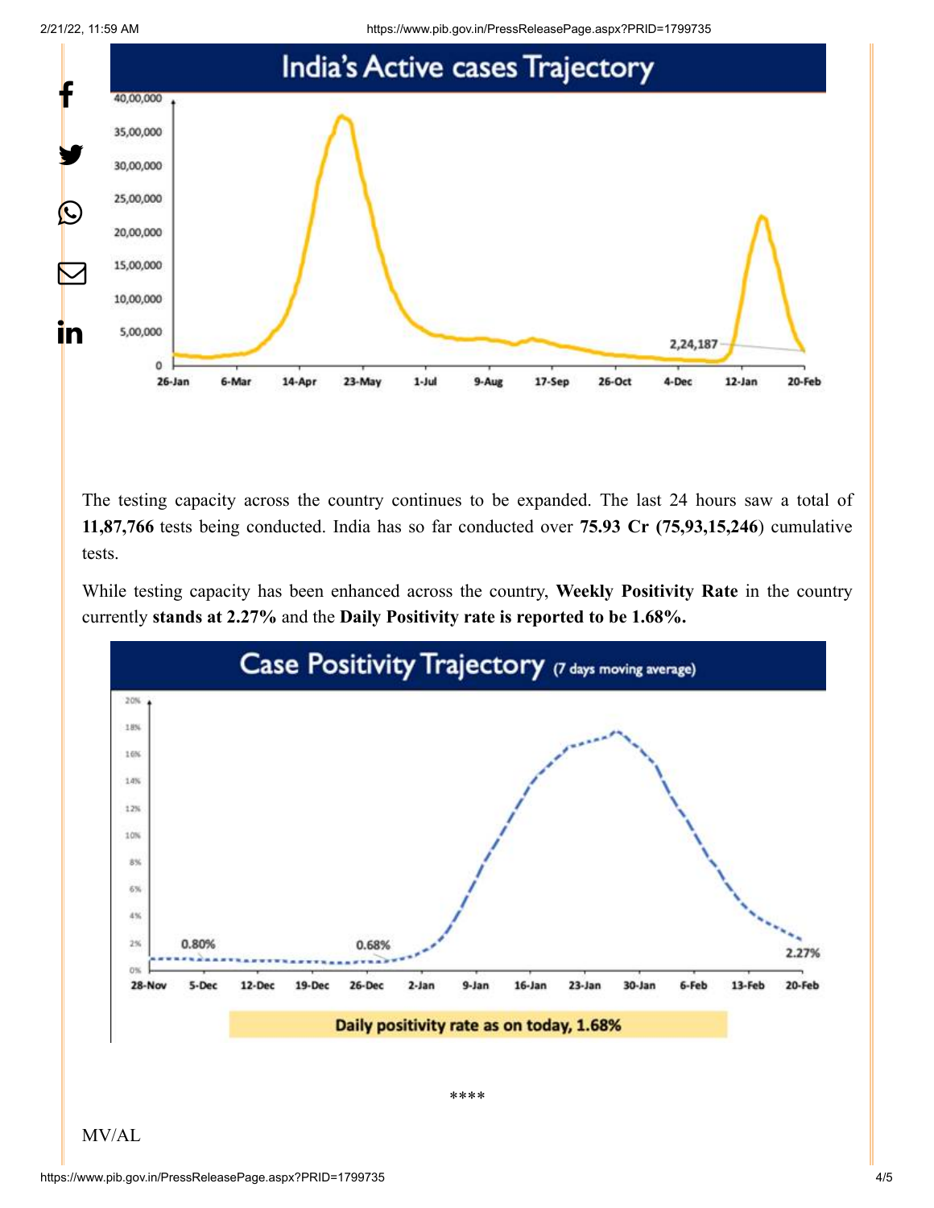India's Active cases Trajectory

The testing capacity across the country continues to be expanded. The last 24 hours saw a total of **11,87,766** tests being conducted. India has so far conducted over **75.93 Cr (75,93,15,246)** cumulative tests.

While testing capacity has been enhanced across the country, **Weekly Positivity Rate** in the country currently **stands at 2.27%** and the **Daily Positivity rate is reported to be 1.68%.**

Case Positivity Trajectory (7 days moving average)

Daily positivity rate as on today, 1.68%

****

MV/AL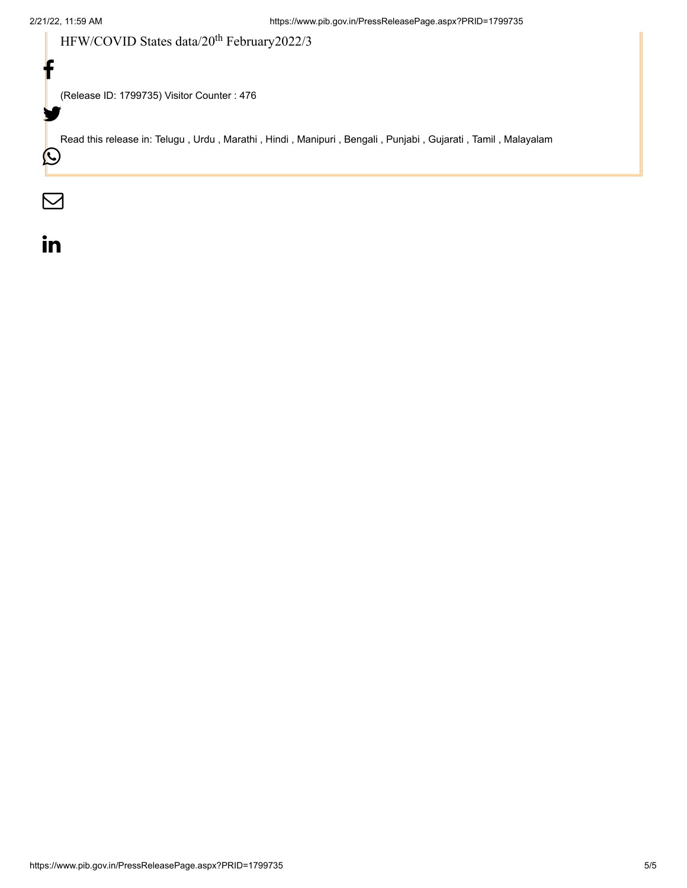HFW/COVID States data/20th February2022/3

(Release ID: 1799735) Visitor Counter : 476

Read this release in: Telugu , Urdu , Marathi , Hindi , Manipuri , Bengali , Punjabi , Gujarati , Tamil , Malayalam